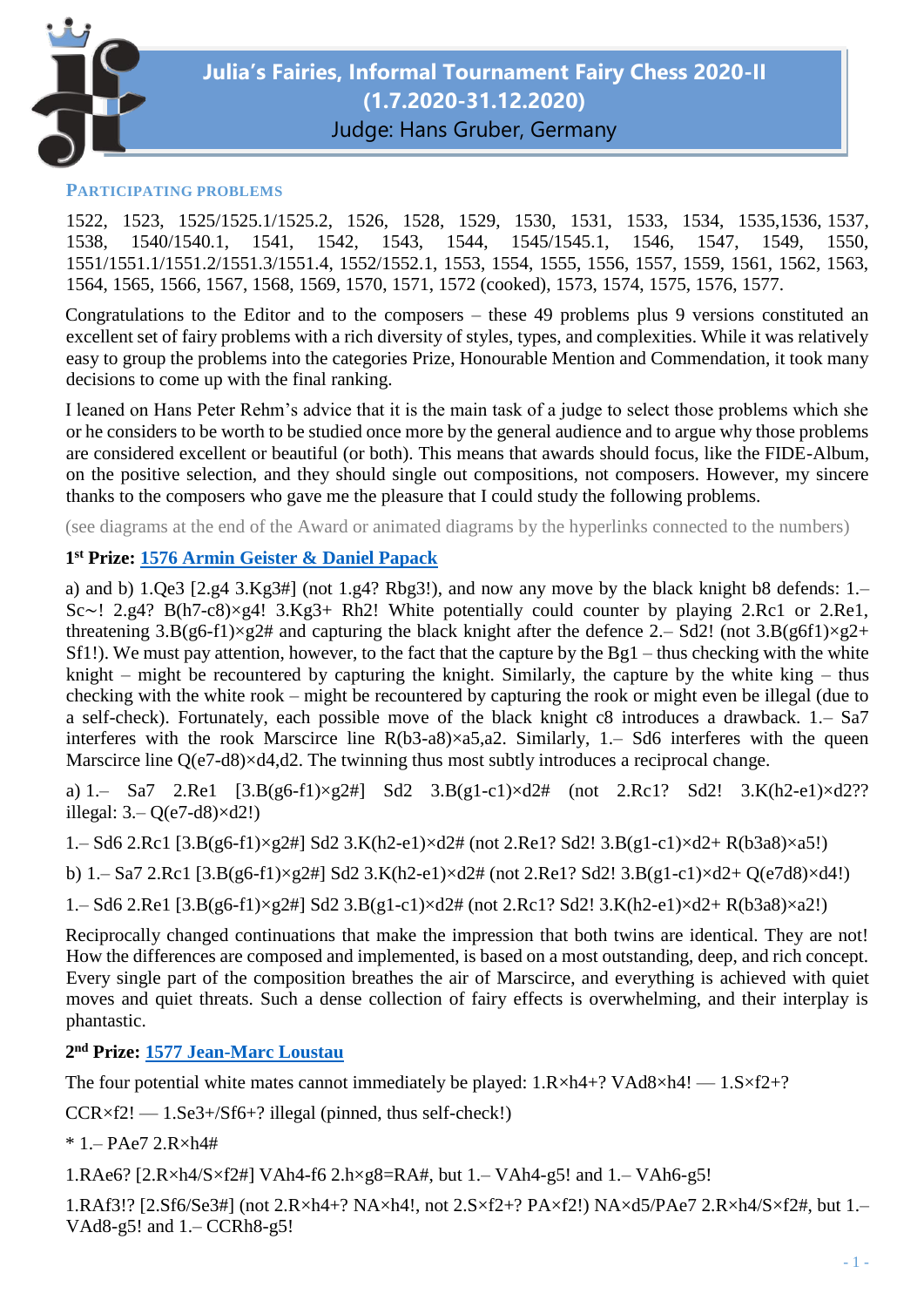# Julia's Fairies, Informal Tournament Fairy Chess 2020-II (1.7.2020-31.12.2020)

Judge: Hans Gruber, Germany

## PARTICIPATING PROBLEMS

1522, 1523, 1525/1525.1/1525.2, 1526, 1528, 1529, 1530, 1531, 1533, 1534, 1535,1536, 1537, 1538, 1540/1540.1, 1541, 1542, 1543, 1544, 1545/1545.1, 1546, 1547, 1549, 1550, 1551/1551.1/1551.2/1551.3/1551.4, 1552/1552.1, 1553, 1554, 1555, 1556, 1557, 1559, 1561, 1562, 1563, 1564, 1565, 1566, 1567, 1568, 1569, 1570, 1571, 1572 (cooked), 1573, 1574, 1575, 1576, 1577.

Congratulations to the Editor and to the composers – these 49 problems plus 9 versions constituted an excellent set of fairy problems with a rich diversity of styles, types, and complexities. While it was relatively easy to group the problems into the categories Prize, Honourable Mention and Commendation, it took many decisions to come up with the final ranking.

I leaned on Hans Peter Rehm's advice that it is the main task of a judge to select those problems which she or he considers to be worth to be studied once more by the general audience and to argue why those problems are considered excellent or beautiful (or both). This means that awards should focus, like the FIDE-Album, on the positive selection, and they should single out compositions, not composers. However, my sincere thanks to the composers who gave me the pleasure that I could study the following problems.

(see diagrams at the end of the Award or animated diagrams by the hyperlinks connected to the numbers)

**1st Prize: 1576 Armin Geister & Daniel Papack**

a) and b) 1.Qe3 [2.g4 3.Kg3#] (not 1.g4? Rbg3!), and now any move by the black knight b8 defends: 1.– Sc~! 2.g4? B(h7-c8)×g4! 3.Kg3+ Rh2! White potentially could counter by playing 2.Rc1 or 2.Re1, threatening 3.B(g6-f1)×g2# and capturing the black knight after the defence 2.– Sd2! (not 3.B(g6f1)×g2+ Sf1!). We must pay attention, however, to the fact that the capture by the Bg1 – thus checking with the white knight – might be recountered by capturing the knight. Similarly, the capture by the white king – thus checking with the white rook – might be recountered by capturing the rook or might even be illegal (due to a self-check). Fortunately, each possible move of the black knight c8 introduces a drawback. 1.– Sa7 interferes with the rook Marscirce line R(b3-a8)×a5,a2. Similarly, 1.– Sd6 interferes with the queen Marscirce line Q(e7-d8)×d4,d2. The twinning thus most subtly introduces a reciprocal change.

a) 1.– Sa7 2.Re1 [3.B(g6-f1)×g2#] Sd2 3.B(g1-c1)×d2# (not 2.Rc1? Sd2! 3.K(h2-e1)×d2?? illegal: 3.– Q(e7-d8)×d2!)

1.– Sd6 2.Rc1 [3.B(g6-f1)×g2#] Sd2 3.K(h2-e1)×d2# (not 2.Re1? Sd2! 3.B(g1-c1)×d2+ R(b3a8)×a5!)

b) 1.– Sa7 2.Rc1 [3.B(g6-f1)×g2#] Sd2 3.K(h2-e1)×d2# (not 2.Re1? Sd2! 3.B(g1-c1)×d2+ Q(e7d8)×d4!)

1.– Sd6 2.Re1 [3.B(g6-f1)×g2#] Sd2 3.B(g1-c1)×d2# (not 2.Rc1? Sd2! 3.K(h2-e1)×d2+ R(b3a8)×a2!)

Reciprocally changed continuations that make the impression that both twins are identical. They are not! How the differences are composed and implemented, is based on a most outstanding, deep, and rich concept. Every single part of the composition breathes the air of Marscirce, and everything is achieved with quiet moves and quiet threats. Such a dense collection of fairy effects is overwhelming, and their interplay is phantastic.

**2nd Prize: 1577 Jean-Marc Loustau**

The four potential white mates cannot immediately be played: 1.R×h4+? VAd8×h4! — 1.S×f2+?

CCR×f2! — 1.Se3+/Sf6+? illegal (pinned, thus self-check!)

\* 1.– PAe7 2.R×h4#

1.RAe6? [2.R×h4/S×f2#] VAh4-f6 2.h×g8=RA#, but 1.– VAh4-g5! and 1.– VAh6-g5!

1.RAf3!? [2.Sf6/Se3#] (not 2.R×h4+? NA×h4!, not 2.S×f2+? PA×f2!) NA×d5/PAe7 2.R×h4/S×f2#, but 1.– VAd8-g5! and 1.– CCRh8-g5!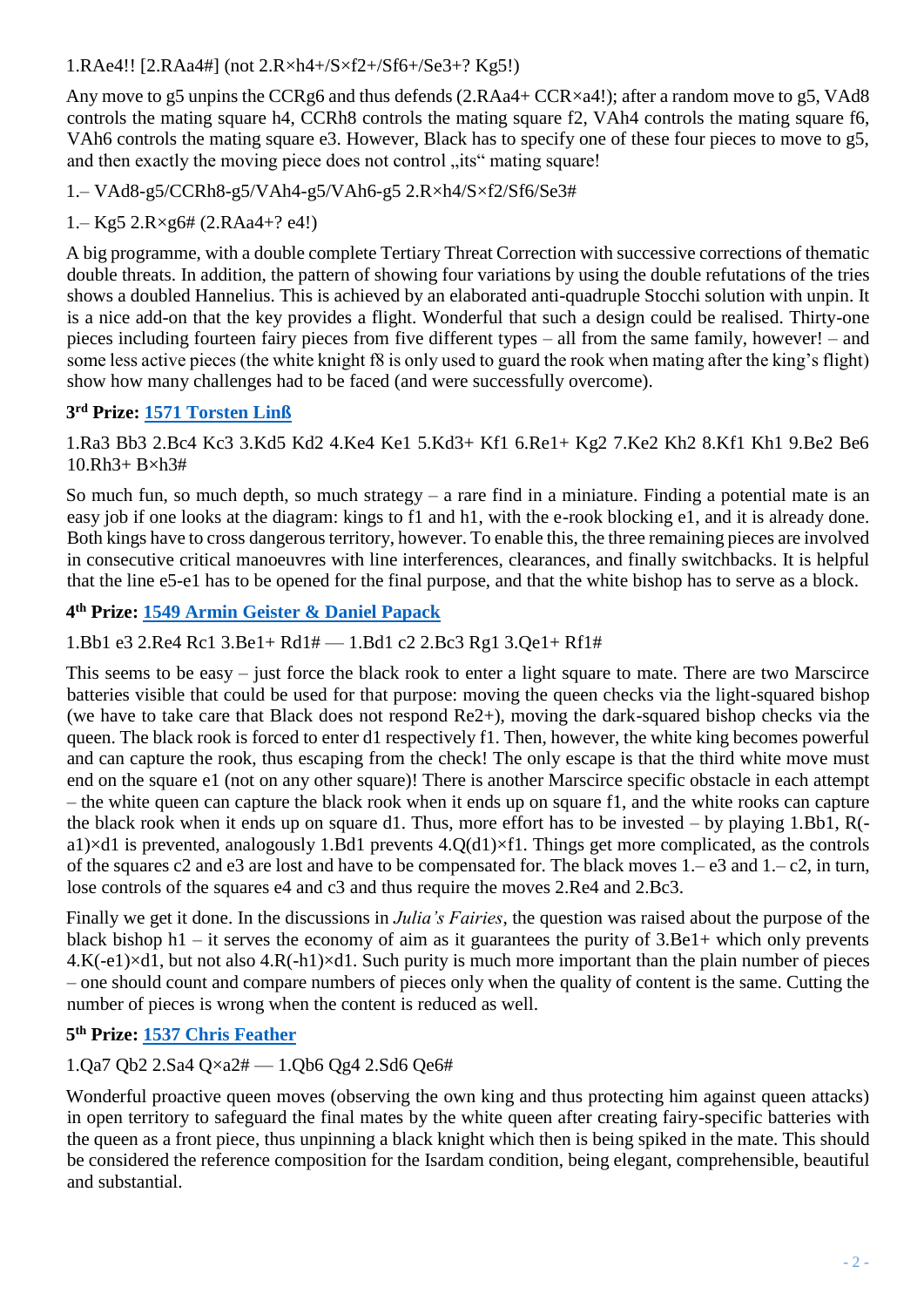1.RAe4!! [2.RAa4#] (not 2.R×h4+/S×f2+/Sf6+/Se3+? Kg5!)

Any move to g5 unpins the CCRg6 and thus defends (2.RAa4+ CCR×a4!); after a random move to g5, VAd8 controls the mating square h4, CCRh8 controls the mating square f2, VAh4 controls the mating square f6, VAh6 controls the mating square e3. However, Black has to specify one of these four pieces to move to g5, and then exactly the moving piece does not control „its" mating square!

1.– VAd8-g5/CCRh8-g5/VAh4-g5/VAh6-g5 2.R×h4/S×f2/Sf6/Se3#

1.– Kg5 2.R×g6# (2.RAa4+? e4!)

A big programme, with a double complete Tertiary Threat Correction with successive corrections of thematic double threats. In addition, the pattern of showing four variations by using the double refutations of the tries shows a doubled Hannelius. This is achieved by an elaborated anti-quadruple Stocchi solution with unpin. It is a nice add-on that the key provides a flight. Wonderful that such a design could be realised. Thirty-one pieces including fourteen fairy pieces from five different types – all from the same family, however! – and some less active pieces (the white knight f8 is only used to guard the rook when mating after the king's flight) show how many challenges had to be faced (and were successfully overcome).

### 3rd Prize: 1571 Torsten Linß

1.Ra3 Bb3 2.Bc4 Kc3 3.Kd5 Kd2 4.Ke4 Ke1 5.Kd3+ Kf1 6.Re1+ Kg2 7.Ke2 Kh2 8.Kf1 Kh1 9.Be2 Be6 10.Rh3+ B×h3#

So much fun, so much depth, so much strategy – a rare find in a miniature. Finding a potential mate is an easy job if one looks at the diagram: kings to f1 and h1, with the e-rook blocking e1, and it is already done. Both kings have to cross dangerous territory, however. To enable this, the three remaining pieces are involved in consecutive critical manoeuvres with line interferences, clearances, and finally switchbacks. It is helpful that the line e5-e1 has to be opened for the final purpose, and that the white bishop has to serve as a block.

### 4th Prize: 1549 Armin Geister & Daniel Papack

1.Bb1 e3 2.Re4 Rc1 3.Be1+ Rd1# — 1.Bd1 c2 2.Bc3 Rg1 3.Qe1+ Rf1#

This seems to be easy – just force the black rook to enter a light square to mate. There are two Marscirce batteries visible that could be used for that purpose: moving the queen checks via the light-squared bishop (we have to take care that Black does not respond Re2+), moving the dark-squared bishop checks via the queen. The black rook is forced to enter d1 respectively f1. Then, however, the white king becomes powerful and can capture the rook, thus escaping from the check! The only escape is that the third white move must end on the square e1 (not on any other square)! There is another Marscirce specific obstacle in each attempt – the white queen can capture the black rook when it ends up on square f1, and the white rooks can capture the black rook when it ends up on square d1. Thus, more effort has to be invested – by playing 1.Bb1, R(-a1)×d1 is prevented, analogously 1.Bd1 prevents 4.Q(d1)×f1. Things get more complicated, as the controls of the squares c2 and e3 are lost and have to be compensated for. The black moves 1.– e3 and 1.– c2, in turn, lose controls of the squares e4 and c3 and thus require the moves 2.Re4 and 2.Bc3.

Finally we get it done. In the discussions in *Julia's Fairies*, the question was raised about the purpose of the black bishop h1 – it serves the economy of aim as it guarantees the purity of 3.Be1+ which only prevents 4.K(-e1)×d1, but not also 4.R(-h1)×d1. Such purity is much more important than the plain number of pieces – one should count and compare numbers of pieces only when the quality of content is the same. Cutting the number of pieces is wrong when the content is reduced as well.

### 5th Prize: 1537 Chris Feather

1.Qa7 Qb2 2.Sa4 Q×a2# — 1.Qb6 Qg4 2.Sd6 Qe6#

Wonderful proactive queen moves (observing the own king and thus protecting him against queen attacks) in open territory to safeguard the final mates by the white queen after creating fairy-specific batteries with the queen as a front piece, thus unpinning a black knight which then is being spiked in the mate. This should be considered the reference composition for the Isardam condition, being elegant, comprehensible, beautiful and substantial.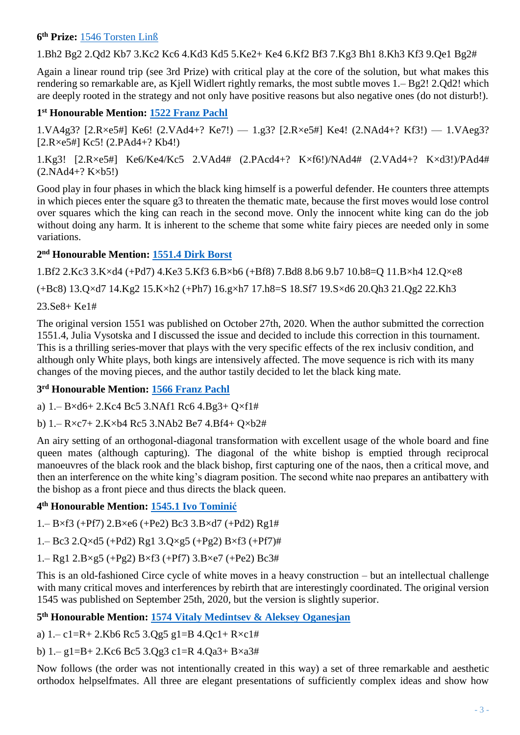**6th Prize:** [1546 Torsten Linß]

1.Bh2 Bg2 2.Qd2 Kb7 3.Kc2 Kc6 4.Kd3 Kd5 5.Ke2+ Ke4 6.Kf2 Bf3 7.Kg3 Bh1 8.Kh3 Kf3 9.Qe1 Bg2#

Again a linear round trip (see 3rd Prize) with critical play at the core of the solution, but what makes this rendering so remarkable are, as Kjell Widlert rightly remarks, the most subtle moves 1.– Bg2! 2.Qd2! which are deeply rooted in the strategy and not only have positive reasons but also negative ones (do not disturb!).

**1st Honourable Mention: [1522 Franz Pachl]**

1.VA4g3? [2.R×e5#] Ke6! (2.VAd4+? Ke7!) — 1.g3? [2.R×e5#] Ke4! (2.NAd4+? Kf3!) — 1.VAeg3? [2.R×e5#] Kc5! (2.PAd4+? Kb4!)

1.Kg3! [2.R×e5#] Ke6/Ke4/Kc5 2.VAd4# (2.PAcd4+? K×f6!)/NAd4# (2.VAd4+? K×d3!)/PAd4# (2.NAd4+? K×b5!)

Good play in four phases in which the black king himself is a powerful defender. He counters three attempts in which pieces enter the square g3 to threaten the thematic mate, because the first moves would lose control over squares which the king can reach in the second move. Only the innocent white king can do the job without doing any harm. It is inherent to the scheme that some white fairy pieces are needed only in some variations.

**2nd Honourable Mention: [1551.4 Dirk Borst]**

1.Bf2 2.Kc3 3.K×d4 (+Pd7) 4.Ke3 5.Kf3 6.B×b6 (+Bf8) 7.Bd8 8.b6 9.b7 10.b8=Q 11.B×h4 12.Q×e8 (+Bc8) 13.Q×d7 14.Kg2 15.K×h2 (+Ph7) 16.g×h7 17.h8=S 18.Sf7 19.S×d6 20.Qh3 21.Qg2 22.Kh3 23.Se8+ Ke1#

The original version 1551 was published on October 27th, 2020. When the author submitted the correction 1551.4, Julia Vysotska and I discussed the issue and decided to include this correction in this tournament. This is a thrilling series-mover that plays with the very specific effects of the rex inclusiv condition, and although only White plays, both kings are intensively affected. The move sequence is rich with its many changes of the moving pieces, and the author tastily decided to let the black king mate.

**3rd Honourable Mention: [1566 Franz Pachl]**

a) 1.– B×d6+ 2.Kc4 Bc5 3.NAf1 Rc6 4.Bg3+ Q×f1#

b) 1.– R×c7+ 2.K×b4 Rc5 3.NAb2 Be7 4.Bf4+ Q×b2#

An airy setting of an orthogonal-diagonal transformation with excellent usage of the whole board and fine queen mates (although capturing). The diagonal of the white bishop is emptied through reciprocal manoeuvres of the black rook and the black bishop, first capturing one of the naos, then a critical move, and then an interference on the white king's diagram position. The second white nao prepares an antibattery with the bishop as a front piece and thus directs the black queen.

**4th Honourable Mention: [1545.1 Ivo Tominić]**

1.– B×f3 (+Pf7) 2.B×e6 (+Pe2) Bc3 3.B×d7 (+Pd2) Rg1#

1.– Bc3 2.Q×d5 (+Pd2) Rg1 3.Q×g5 (+Pg2) B×f3 (+Pf7)#

1.– Rg1 2.B×g5 (+Pg2) B×f3 (+Pf7) 3.B×e7 (+Pe2) Bc3#

This is an old-fashioned Circe cycle of white moves in a heavy construction – but an intellectual challenge with many critical moves and interferences by rebirth that are interestingly coordinated. The original version 1545 was published on September 25th, 2020, but the version is slightly superior.

**5th Honourable Mention: [1574 Vitaly Medintsev & Aleksey Oganesjan]**

a) 1.– c1=R+ 2.Kb6 Rc5 3.Qg5 g1=B 4.Qc1+ R×c1#

b) 1.– g1=B+ 2.Kc6 Bc5 3.Qg3 c1=R 4.Qa3+ B×a3#

Now follows (the order was not intentionally created in this way) a set of three remarkable and aesthetic orthodox helpselfmates. All three are elegant presentations of sufficiently complex ideas and show how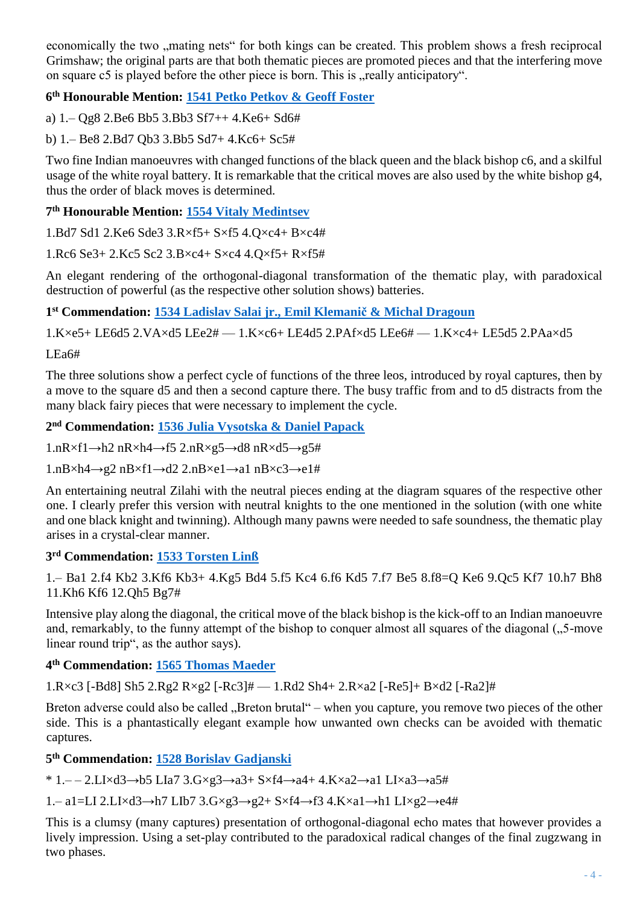economically the two „mating nets“ for both kings can be created. This problem shows a fresh reciprocal Grimshaw; the original parts are that both thematic pieces are promoted pieces and that the interfering move on square c5 is played before the other piece is born. This is „really anticipatory“.

### 6th Honourable Mention: 1541 Petko Petkov & Geoff Foster

a) 1.– Qg8 2.Be6 Bb5 3.Bb3 Sf7++ 4.Ke6+ Sd6#

b) 1.– Be8 2.Bd7 Qb3 3.Bb5 Sd7+ 4.Kc6+ Sc5#

Two fine Indian manoeuvres with changed functions of the black queen and the black bishop c6, and a skilful usage of the white royal battery. It is remarkable that the critical moves are also used by the white bishop g4, thus the order of black moves is determined.

### 7th Honourable Mention: 1554 Vitaly Medintsev

1.Bd7 Sd1 2.Ke6 Sde3 3.R×f5+ S×f5 4.Q×c4+ B×c4#

1.Rc6 Se3+ 2.Kc5 Sc2 3.B×c4+ S×c4 4.Q×f5+ R×f5#

An elegant rendering of the orthogonal-diagonal transformation of the thematic play, with paradoxical destruction of powerful (as the respective other solution shows) batteries.

### 1st Commendation: 1534 Ladislav Salai jr., Emil Klemanič & Michal Dragoun

1.K×e5+ LE6d5 2.VA×d5 LEe2# — 1.K×c6+ LE4d5 2.PAf×d5 LEe6# — 1.K×c4+ LE5d5 2.PAa×d5 LEa6#

The three solutions show a perfect cycle of functions of the three leos, introduced by royal captures, then by a move to the square d5 and then a second capture there. The busy traffic from and to d5 distracts from the many black fairy pieces that were necessary to implement the cycle.

### 2nd Commendation: 1536 Julia Vysotska & Daniel Papack

1.nR×f1→h2 nR×h4→f5 2.nR×g5→d8 nR×d5→g5#

1.nB×h4→g2 nB×f1→d2 2.nB×e1→a1 nB×c3→e1#

An entertaining neutral Zilahi with the neutral pieces ending at the diagram squares of the respective other one. I clearly prefer this version with neutral knights to the one mentioned in the solution (with one white and one black knight and twinning). Although many pawns were needed to safe soundness, the thematic play arises in a crystal-clear manner.

### 3rd Commendation: 1533 Torsten Linß

1.– Ba1 2.f4 Kb2 3.Kf6 Kb3+ 4.Kg5 Bd4 5.f5 Kc4 6.f6 Kd5 7.f7 Be5 8.f8=Q Ke6 9.Qc5 Kf7 10.h7 Bh8 11.Kh6 Kf6 12.Qh5 Bg7#

Intensive play along the diagonal, the critical move of the black bishop is the kick-off to an Indian manoeuvre and, remarkably, to the funny attempt of the bishop to conquer almost all squares of the diagonal („5-move linear round trip“, as the author says).

### 4th Commendation: 1565 Thomas Maeder

1.R×c3 [-Bd8] Sh5 2.Rg2 R×g2 [-Rc3]# — 1.Rd2 Sh4+ 2.R×a2 [-Re5]+ B×d2 [-Ra2]#

Breton adverse could also be called „Breton brutal“ – when you capture, you remove two pieces of the other side. This is a phantastically elegant example how unwanted own checks can be avoided with thematic captures.

### 5th Commendation: 1528 Borislav Gadjanski

* 1.– – 2.LI×d3→b5 LIa7 3.G×g3→a3+ S×f4→a4+ 4.K×a2→a1 LI×a3→a5#

1.– a1=LI 2.LI×d3→h7 LIb7 3.G×g3→g2+ S×f4→f3 4.K×a1→h1 LI×g2→e4#

This is a clumsy (many captures) presentation of orthogonal-diagonal echo mates that however provides a lively impression. Using a set-play contributed to the paradoxical radical changes of the final zugzwang in two phases.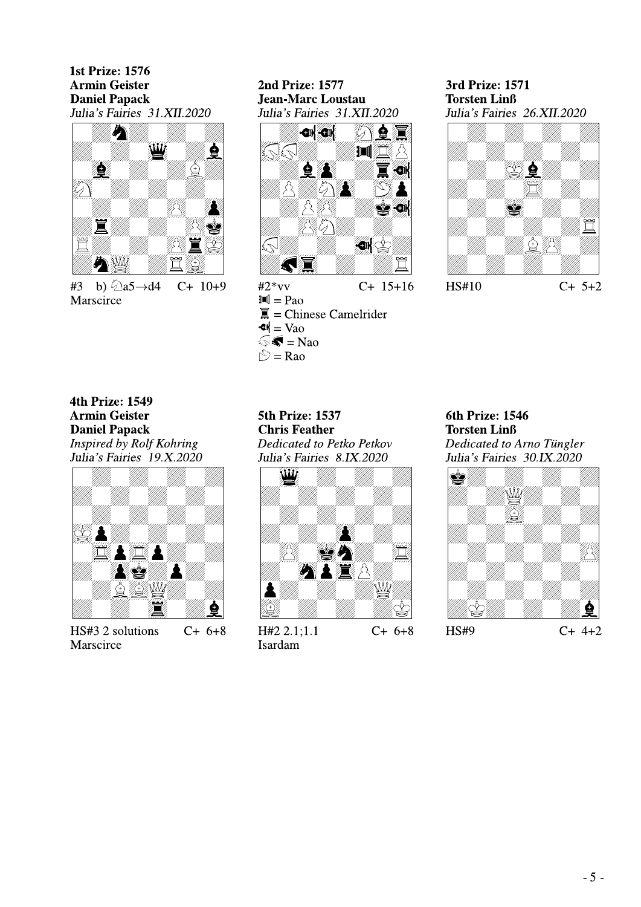**1st Prize: 1576**
**Armin Geister**
**Daniel Papack**
*Julia's Fairies 31.XII.2020*

#3 b) ♘a5→d4 C+ 10+9
Marscirce

**2nd Prize: 1577**
**Jean-Marc Loustau**
*Julia's Fairies 31.XII.2020*

#2*vv C+ 15+16
= Pao
= Chinese Camelrider
= Vao
= Nao
= Rao

**3rd Prize: 1571**
**Torsten Linß**
*Julia's Fairies 26.XII.2020*

HS#10 C+ 5+2

**4th Prize: 1549**
**Armin Geister**
**Daniel Papack**
*Inspired by Rolf Kohring*
*Julia's Fairies 19.X.2020*

HS#3 2 solutions C+ 6+8
Marscirce

**5th Prize: 1537**
**Chris Feather**
*Dedicated to Petko Petkov*
*Julia's Fairies 8.IX.2020*

H#2 2.1;1.1 C+ 6+8
Isardam

**6th Prize: 1546**
**Torsten Linß**
*Dedicated to Arno Tüngler*
*Julia's Fairies 30.IX.2020*

HS#9 C+ 4+2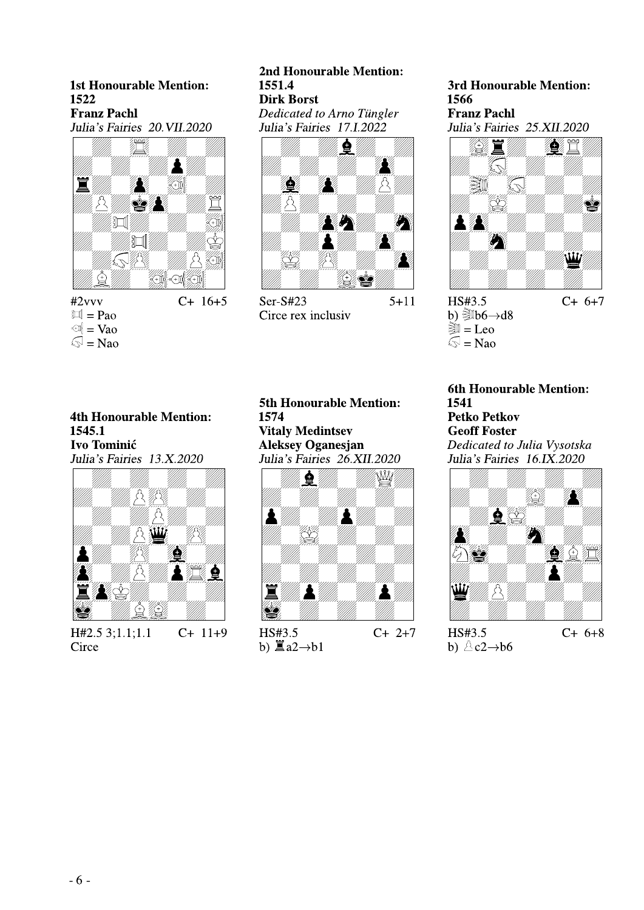**1st Honourable Mention:**
**1522**
**Franz Pachl**
*Julia's Fairies 20.VII.2020*

#2vvv C+ 16+5

= Pao

= Vao

= Nao

**2nd Honourable Mention:**
**1551.4**
**Dirk Borst**
*Dedicated to Arno Tüngler*
*Julia's Fairies 17.I.2022*

Ser-S#23 5+11

Circe rex inclusiv

**3rd Honourable Mention:**
**1566**
**Franz Pachl**
*Julia's Fairies 25.XII.2020*

HS#3.5 C+ 6+7

b) b6→d8

= Leo

= Nao

**4th Honourable Mention:**
**1545.1**
**Ivo Tominić**
*Julia's Fairies 13.X.2020*

H#2.5 3;1.1;1.1 C+ 11+9

Circe

**5th Honourable Mention:**
**1574**
**Vitaly Medintsev**
**Aleksey Oganesjan**
*Julia's Fairies 26.XII.2020*

HS#3.5 C+ 2+7

b) ♜a2→b1

**6th Honourable Mention:**
**1541**
**Petko Petkov**
**Geoff Foster**
*Dedicated to Julia Vysotska*
*Julia's Fairies 16.IX.2020*

HS#3.5 C+ 6+8

b) ♙c2→b6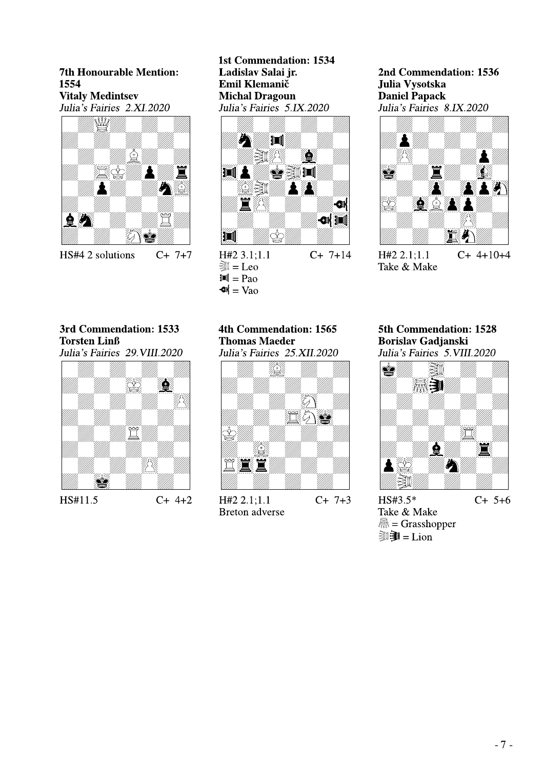**7th Honourable Mention: 1554**
**Vitaly Medintsev**
*Julia's Fairies 2.XI.2020*

HS#4 2 solutions C+ 7+7

**1st Commendation: 1534**
**Ladislav Salai jr.**
**Emil Klemanič**
**Michal Dragoun**
*Julia's Fairies 5.IX.2020*

H#2 3.1;1.1 C+ 7+14
= Leo
= Pao
= Vao

**2nd Commendation: 1536**
**Julia Vysotska**
**Daniel Papack**
*Julia's Fairies 8.IX.2020*

H#2 2.1;1.1 C+ 4+10+4
Take & Make

**3rd Commendation: 1533**
**Torsten Linß**
*Julia's Fairies 29.VIII.2020*

HS#11.5 C+ 4+2

**4th Commendation: 1565**
**Thomas Maeder**
*Julia's Fairies 25.XII.2020*

H#2 2.1;1.1 C+ 7+3
Breton adverse

**5th Commendation: 1528**
**Borislav Gadjanski**
*Julia's Fairies 5.VIII.2020*

HS#3.5* C+ 5+6
Take & Make
= Grasshopper
= Lion